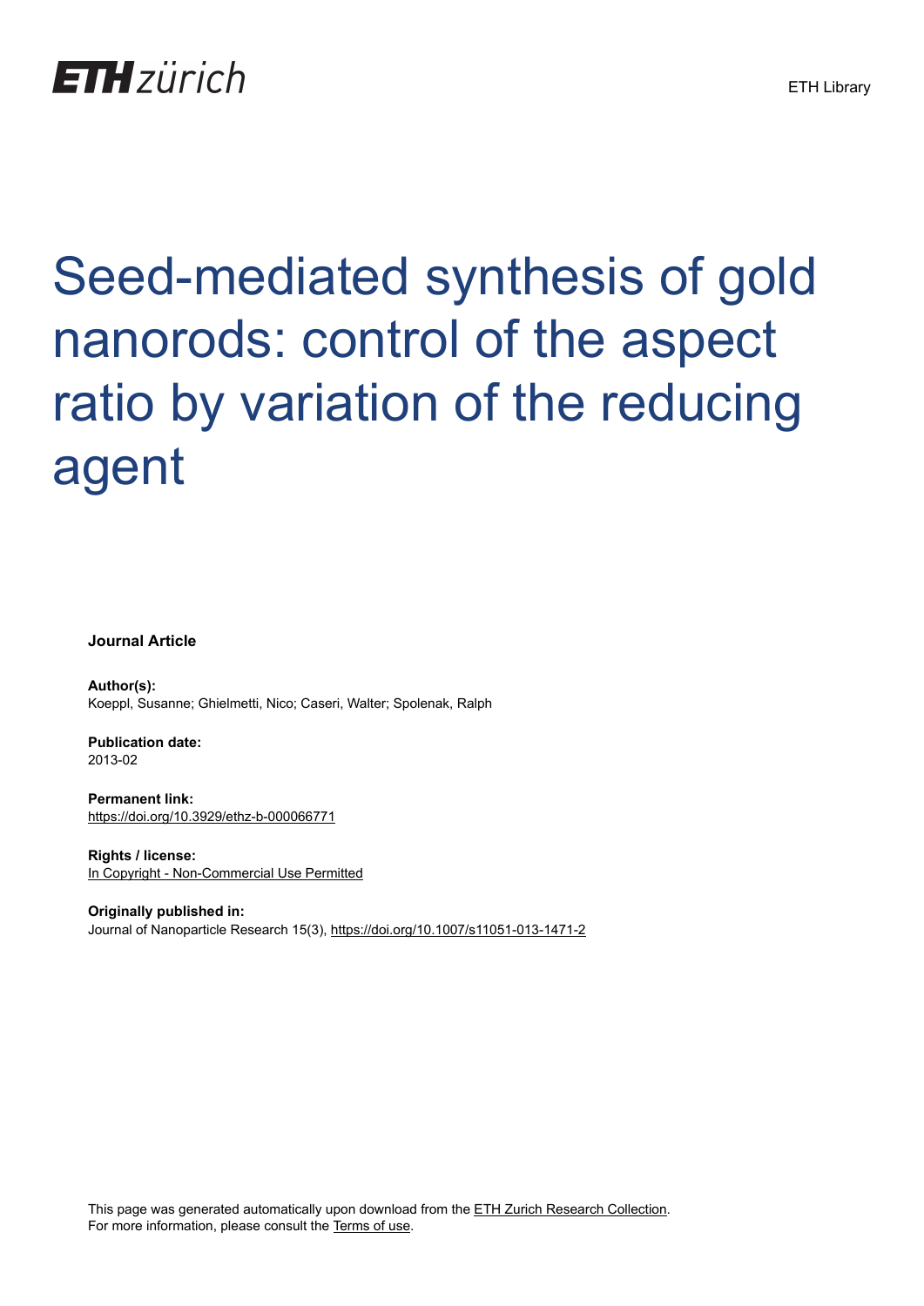ETH zürich

ETH Library

# Seed-mediated synthesis of gold nanorods: control of the aspect ratio by variation of the reducing agent

**Journal Article**

**Author(s):**
Koeppl, Susanne; Ghielmetti, Nico; Caseri, Walter; Spolenak, Ralph

**Publication date:**
2013-02

**Permanent link:**
https://doi.org/10.3929/ethz-b-000066771

**Rights / license:**
In Copyright - Non-Commercial Use Permitted

**Originally published in:**
Journal of Nanoparticle Research 15(3), https://doi.org/10.1007/s11051-013-1471-2

This page was generated automatically upon download from the ETH Zurich Research Collection.
For more information, please consult the Terms of use.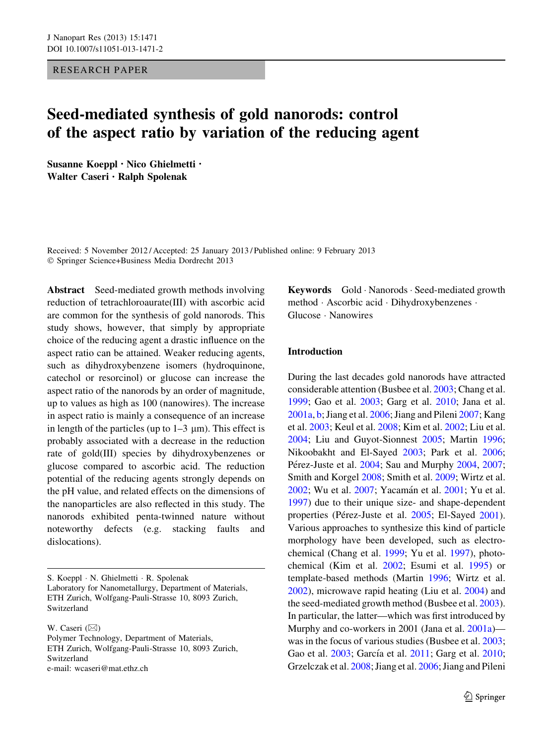# Seed-mediated synthesis of gold nanorods: control of the aspect ratio by variation of the reducing agent

**Susanne Koeppl · Nico Ghielmetti · Walter Caseri · Ralph Spolenak**

Received: 5 November 2012 / Accepted: 25 January 2013 / Published online: 9 February 2013
© Springer Science+Business Media Dordrecht 2013

**Abstract** Seed-mediated growth methods involving reduction of tetrachloroaurate(III) with ascorbic acid are common for the synthesis of gold nanorods. This study shows, however, that simply by appropriate choice of the reducing agent a drastic influence on the aspect ratio can be attained. Weaker reducing agents, such as dihydroxybenzene isomers (hydroquinone, catechol or resorcinol) or glucose can increase the aspect ratio of the nanorods by an order of magnitude, up to values as high as 100 (nanowires). The increase in aspect ratio is mainly a consequence of an increase in length of the particles (up to 1–3 μm). This effect is probably associated with a decrease in the reduction rate of gold(III) species by dihydroxybenzenes or glucose compared to ascorbic acid. The reduction potential of the reducing agents strongly depends on the pH value, and related effects on the dimensions of the nanoparticles are also reflected in this study. The nanorods exhibited penta-twinned nature without noteworthy defects (e.g. stacking faults and dislocations).

**Keywords** Gold · Nanorods · Seed-mediated growth method · Ascorbic acid · Dihydroxybenzenes · Glucose · Nanowires

S. Koeppl · N. Ghielmetti · R. Spolenak
Laboratory for Nanometallurgy, Department of Materials, ETH Zurich, Wolfgang-Pauli-Strasse 10, 8093 Zurich, Switzerland

W. Caseri (✉)
Polymer Technology, Department of Materials, ETH Zurich, Wolfgang-Pauli-Strasse 10, 8093 Zurich, Switzerland
e-mail: wcaseri@mat.ethz.ch

## Introduction

During the last decades gold nanorods have attracted considerable attention (Busbee et al. 2003; Chang et al. 1999; Gao et al. 2003; Garg et al. 2010; Jana et al. 2001a, b; Jiang et al. 2006; Jiang and Pileni 2007; Kang et al. 2003; Keul et al. 2008; Kim et al. 2002; Liu et al. 2004; Liu and Guyot-Sionnest 2005; Martin 1996; Nikoobakht and El-Sayed 2003; Park et al. 2006; Pérez-Juste et al. 2004; Sau and Murphy 2004, 2007; Smith and Korgel 2008; Smith et al. 2009; Wirtz et al. 2002; Wu et al. 2007; Yacamán et al. 2001; Yu et al. 1997) due to their unique size- and shape-dependent properties (Pérez-Juste et al. 2005; El-Sayed 2001). Various approaches to synthesize this kind of particle morphology have been developed, such as electrochemical (Chang et al. 1999; Yu et al. 1997), photochemical (Kim et al. 2002; Esumi et al. 1995) or template-based methods (Martin 1996; Wirtz et al. 2002), microwave rapid heating (Liu et al. 2004) and the seed-mediated growth method (Busbee et al. 2003). In particular, the latter—which was first introduced by Murphy and co-workers in 2001 (Jana et al. 2001a)—was in the focus of various studies (Busbee et al. 2003; Gao et al. 2003; García et al. 2011; Garg et al. 2010; Grzelczak et al. 2008; Jiang et al. 2006; Jiang and Pileni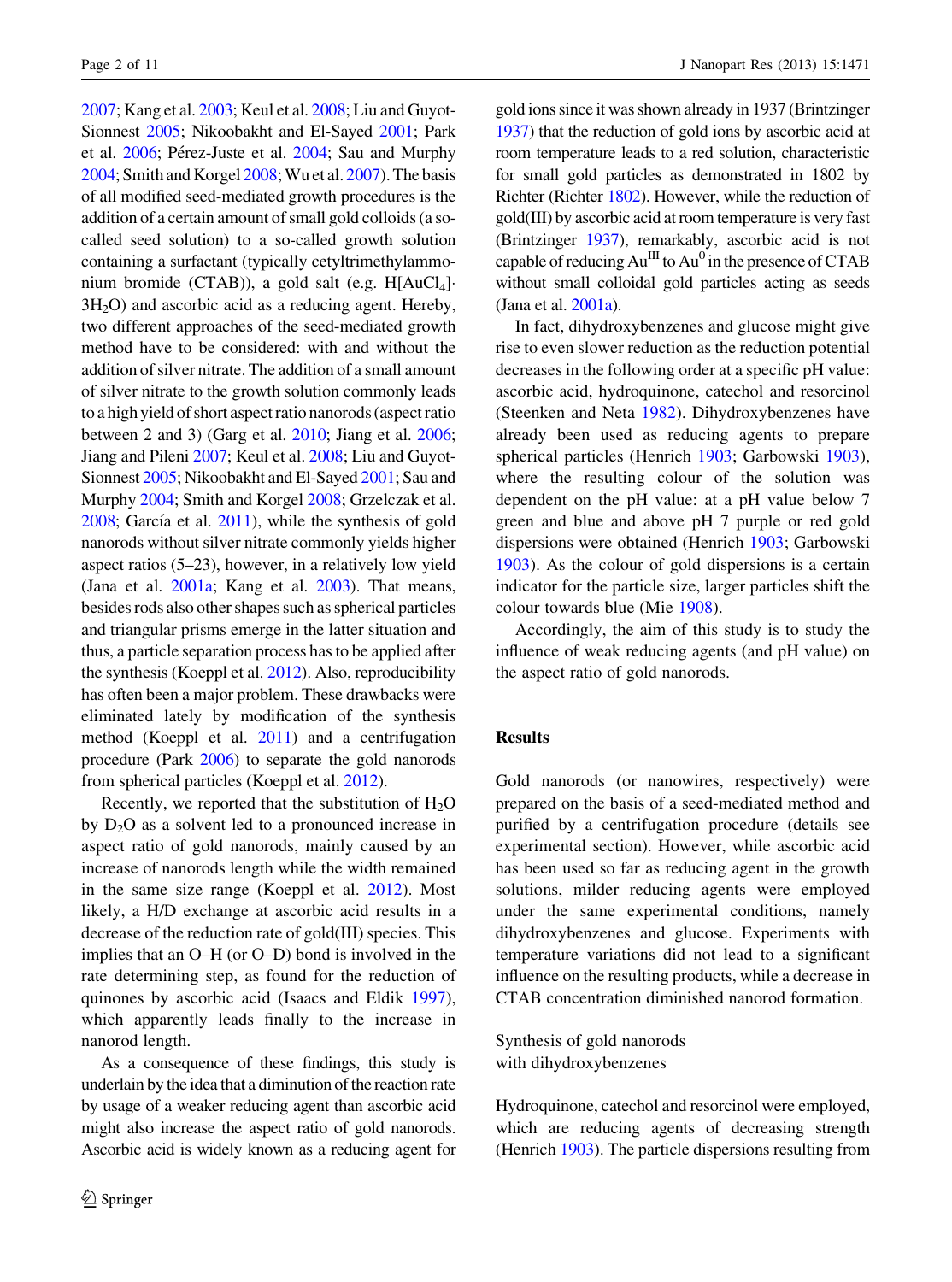2007; Kang et al. 2003; Keul et al. 2008; Liu and Guyot-Sionnest 2005; Nikoobakht and El-Sayed 2001; Park et al. 2006; Pérez-Juste et al. 2004; Sau and Murphy 2004; Smith and Korgel 2008; Wu et al. 2007). The basis of all modified seed-mediated growth procedures is the addition of a certain amount of small gold colloids (a so-called seed solution) to a so-called growth solution containing a surfactant (typically cetyltrimethylammonium bromide (CTAB)), a gold salt (e.g. $H[AuCl_4]\cdot 3H_2O$) and ascorbic acid as a reducing agent. Hereby, two different approaches of the seed-mediated growth method have to be considered: with and without the addition of silver nitrate. The addition of a small amount of silver nitrate to the growth solution commonly leads to a high yield of short aspect ratio nanorods (aspect ratio between 2 and 3) (Garg et al. 2010; Jiang et al. 2006; Jiang and Pileni 2007; Keul et al. 2008; Liu and Guyot-Sionnest 2005; Nikoobakht and El-Sayed 2001; Sau and Murphy 2004; Smith and Korgel 2008; Grzelczak et al. 2008; García et al. 2011), while the synthesis of gold nanorods without silver nitrate commonly yields higher aspect ratios (5–23), however, in a relatively low yield (Jana et al. 2001a; Kang et al. 2003). That means, besides rods also other shapes such as spherical particles and triangular prisms emerge in the latter situation and thus, a particle separation process has to be applied after the synthesis (Koeppl et al. 2012). Also, reproducibility has often been a major problem. These drawbacks were eliminated lately by modification of the synthesis method (Koeppl et al. 2011) and a centrifugation procedure (Park 2006) to separate the gold nanorods from spherical particles (Koeppl et al. 2012).

Recently, we reported that the substitution of $H_2O$ by $D_2O$ as a solvent led to a pronounced increase in aspect ratio of gold nanorods, mainly caused by an increase of nanorods length while the width remained in the same size range (Koeppl et al. 2012). Most likely, a H/D exchange at ascorbic acid results in a decrease of the reduction rate of gold(III) species. This implies that an O–H (or O–D) bond is involved in the rate determining step, as found for the reduction of quinones by ascorbic acid (Isaacs and Eldik 1997), which apparently leads finally to the increase in nanorod length.

As a consequence of these findings, this study is underlain by the idea that a diminution of the reaction rate by usage of a weaker reducing agent than ascorbic acid might also increase the aspect ratio of gold nanorods. Ascorbic acid is widely known as a reducing agent for gold ions since it was shown already in 1937 (Brintzinger 1937) that the reduction of gold ions by ascorbic acid at room temperature leads to a red solution, characteristic for small gold particles as demonstrated in 1802 by Richter (Richter 1802). However, while the reduction of gold(III) by ascorbic acid at room temperature is very fast (Brintzinger 1937), remarkably, ascorbic acid is not capable of reducing $Au^{III}$ to $Au^0$ in the presence of CTAB without small colloidal gold particles acting as seeds (Jana et al. 2001a).

In fact, dihydroxybenzenes and glucose might give rise to even slower reduction as the reduction potential decreases in the following order at a specific pH value: ascorbic acid, hydroquinone, catechol and resorcinol (Steenken and Neta 1982). Dihydroxybenzenes have already been used as reducing agents to prepare spherical particles (Henrich 1903; Garbowski 1903), where the resulting colour of the solution was dependent on the pH value: at a pH value below 7 green and blue and above pH 7 purple or red gold dispersions were obtained (Henrich 1903; Garbowski 1903). As the colour of gold dispersions is a certain indicator for the particle size, larger particles shift the colour towards blue (Mie 1908).

Accordingly, the aim of this study is to study the influence of weak reducing agents (and pH value) on the aspect ratio of gold nanorods.

## Results

Gold nanorods (or nanowires, respectively) were prepared on the basis of a seed-mediated method and purified by a centrifugation procedure (details see experimental section). However, while ascorbic acid has been used so far as reducing agent in the growth solutions, milder reducing agents were employed under the same experimental conditions, namely dihydroxybenzenes and glucose. Experiments with temperature variations did not lead to a significant influence on the resulting products, while a decrease in CTAB concentration diminished nanorod formation.

### Synthesis of gold nanorods with dihydroxybenzenes

Hydroquinone, catechol and resorcinol were employed, which are reducing agents of decreasing strength (Henrich 1903). The particle dispersions resulting from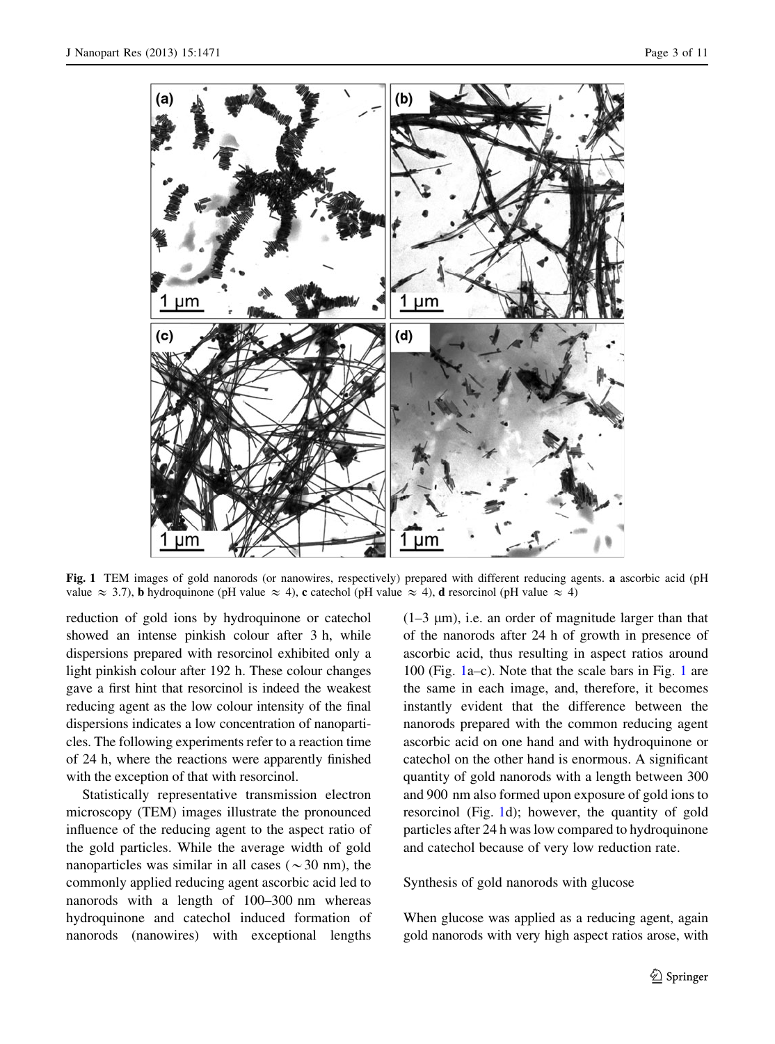**Fig. 1** TEM images of gold nanorods (or nanowires, respectively) prepared with different reducing agents. **a** ascorbic acid (pH value $\approx$ 3.7), **b** hydroquinone (pH value $\approx$ 4), **c** catechol (pH value $\approx$ 4), **d** resorcinol (pH value $\approx$ 4)

reduction of gold ions by hydroquinone or catechol showed an intense pinkish colour after 3 h, while dispersions prepared with resorcinol exhibited only a light pinkish colour after 192 h. These colour changes gave a first hint that resorcinol is indeed the weakest reducing agent as the low colour intensity of the final dispersions indicates a low concentration of nanoparticles. The following experiments refer to a reaction time of 24 h, where the reactions were apparently finished with the exception of that with resorcinol.

Statistically representative transmission electron microscopy (TEM) images illustrate the pronounced influence of the reducing agent to the aspect ratio of the gold particles. While the average width of gold nanoparticles was similar in all cases ($\sim$30 nm), the commonly applied reducing agent ascorbic acid led to nanorods with a length of 100–300 nm whereas hydroquinone and catechol induced formation of nanorods (nanowires) with exceptional lengths (1–3 μm), i.e. an order of magnitude larger than that of the nanorods after 24 h of growth in presence of ascorbic acid, thus resulting in aspect ratios around 100 (Fig. 1a–c). Note that the scale bars in Fig. 1 are the same in each image, and, therefore, it becomes instantly evident that the difference between the nanorods prepared with the common reducing agent ascorbic acid on one hand and with hydroquinone or catechol on the other hand is enormous. A significant quantity of gold nanorods with a length between 300 and 900 nm also formed upon exposure of gold ions to resorcinol (Fig. 1d); however, the quantity of gold particles after 24 h was low compared to hydroquinone and catechol because of very low reduction rate.

## Synthesis of gold nanorods with glucose

When glucose was applied as a reducing agent, again gold nanorods with very high aspect ratios arose, with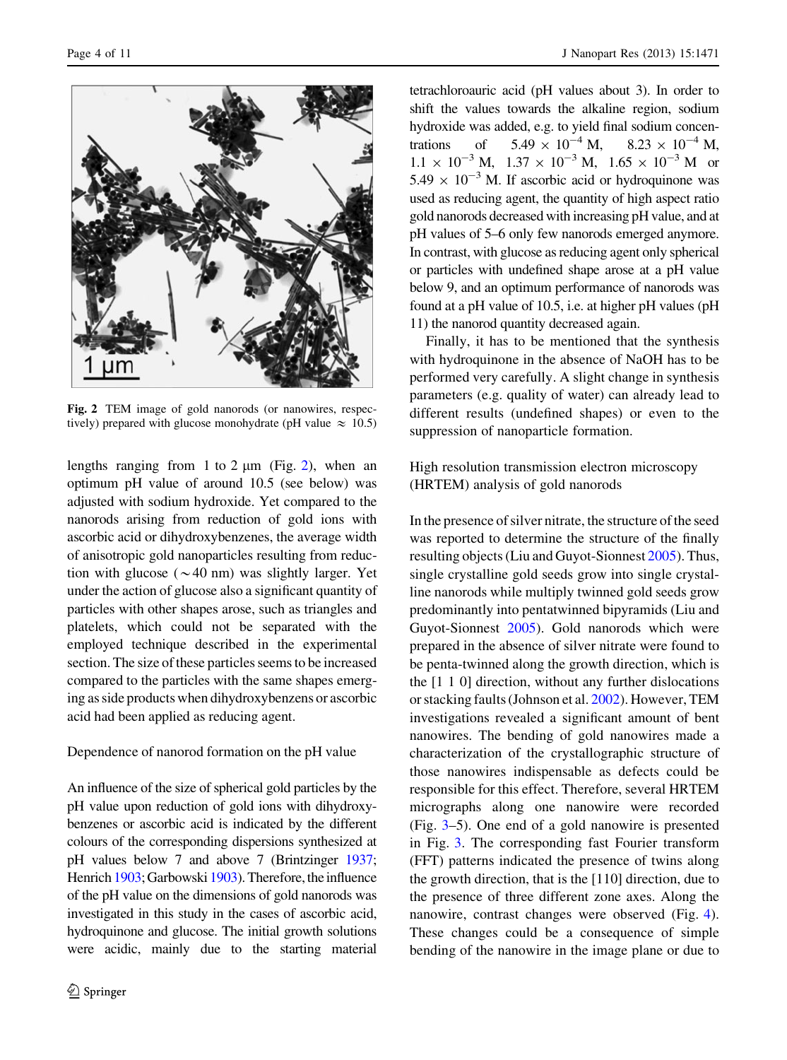Fig. 2 TEM image of gold nanorods (or nanowires, respectively) prepared with glucose monohydrate (pH value $\approx$ 10.5)

lengths ranging from 1 to 2 µm (Fig. 2), when an optimum pH value of around 10.5 (see below) was adjusted with sodium hydroxide. Yet compared to the nanorods arising from reduction of gold ions with ascorbic acid or dihydroxybenzenes, the average width of anisotropic gold nanoparticles resulting from reduction with glucose ($\sim$40 nm) was slightly larger. Yet under the action of glucose also a significant quantity of particles with other shapes arose, such as triangles and platelets, which could not be separated with the employed technique described in the experimental section. The size of these particles seems to be increased compared to the particles with the same shapes emerging as side products when dihydroxybenzens or ascorbic acid had been applied as reducing agent.

## Dependence of nanorod formation on the pH value

An influence of the size of spherical gold particles by the pH value upon reduction of gold ions with dihydroxybenzenes or ascorbic acid is indicated by the different colours of the corresponding dispersions synthesized at pH values below 7 and above 7 (Brintzinger 1937; Henrich 1903; Garbowski 1903). Therefore, the influence of the pH value on the dimensions of gold nanorods was investigated in this study in the cases of ascorbic acid, hydroquinone and glucose. The initial growth solutions were acidic, mainly due to the starting material tetrachloroauric acid (pH values about 3). In order to shift the values towards the alkaline region, sodium hydroxide was added, e.g. to yield final sodium concentrations of $5.49 \times 10^{-4}$ M, $8.23 \times 10^{-4}$ M, $1.1 \times 10^{-3}$ M, $1.37 \times 10^{-3}$ M, $1.65 \times 10^{-3}$ M or $5.49 \times 10^{-3}$ M. If ascorbic acid or hydroquinone was used as reducing agent, the quantity of high aspect ratio gold nanorods decreased with increasing pH value, and at pH values of 5–6 only few nanorods emerged anymore. In contrast, with glucose as reducing agent only spherical or particles with undefined shape arose at a pH value below 9, and an optimum performance of nanorods was found at a pH value of 10.5, i.e. at higher pH values (pH 11) the nanorod quantity decreased again.

Finally, it has to be mentioned that the synthesis with hydroquinone in the absence of NaOH has to be performed very carefully. A slight change in synthesis parameters (e.g. quality of water) can already lead to different results (undefined shapes) or even to the suppression of nanoparticle formation.

## High resolution transmission electron microscopy (HRTEM) analysis of gold nanorods

In the presence of silver nitrate, the structure of the seed was reported to determine the structure of the finally resulting objects (Liu and Guyot-Sionnest 2005). Thus, single crystalline gold seeds grow into single crystalline nanorods while multiply twinned gold seeds grow predominantly into pentatwinned bipyramids (Liu and Guyot-Sionnest 2005). Gold nanorods which were prepared in the absence of silver nitrate were found to be penta-twinned along the growth direction, which is the [1 1 0] direction, without any further dislocations or stacking faults (Johnson et al. 2002). However, TEM investigations revealed a significant amount of bent nanowires. The bending of gold nanowires made a characterization of the crystallographic structure of those nanowires indispensable as defects could be responsible for this effect. Therefore, several HRTEM micrographs along one nanowire were recorded (Fig. 3–5). One end of a gold nanowire is presented in Fig. 3. The corresponding fast Fourier transform (FFT) patterns indicated the presence of twins along the growth direction, that is the [110] direction, due to the presence of three different zone axes. Along the nanowire, contrast changes were observed (Fig. 4). These changes could be a consequence of simple bending of the nanowire in the image plane or due to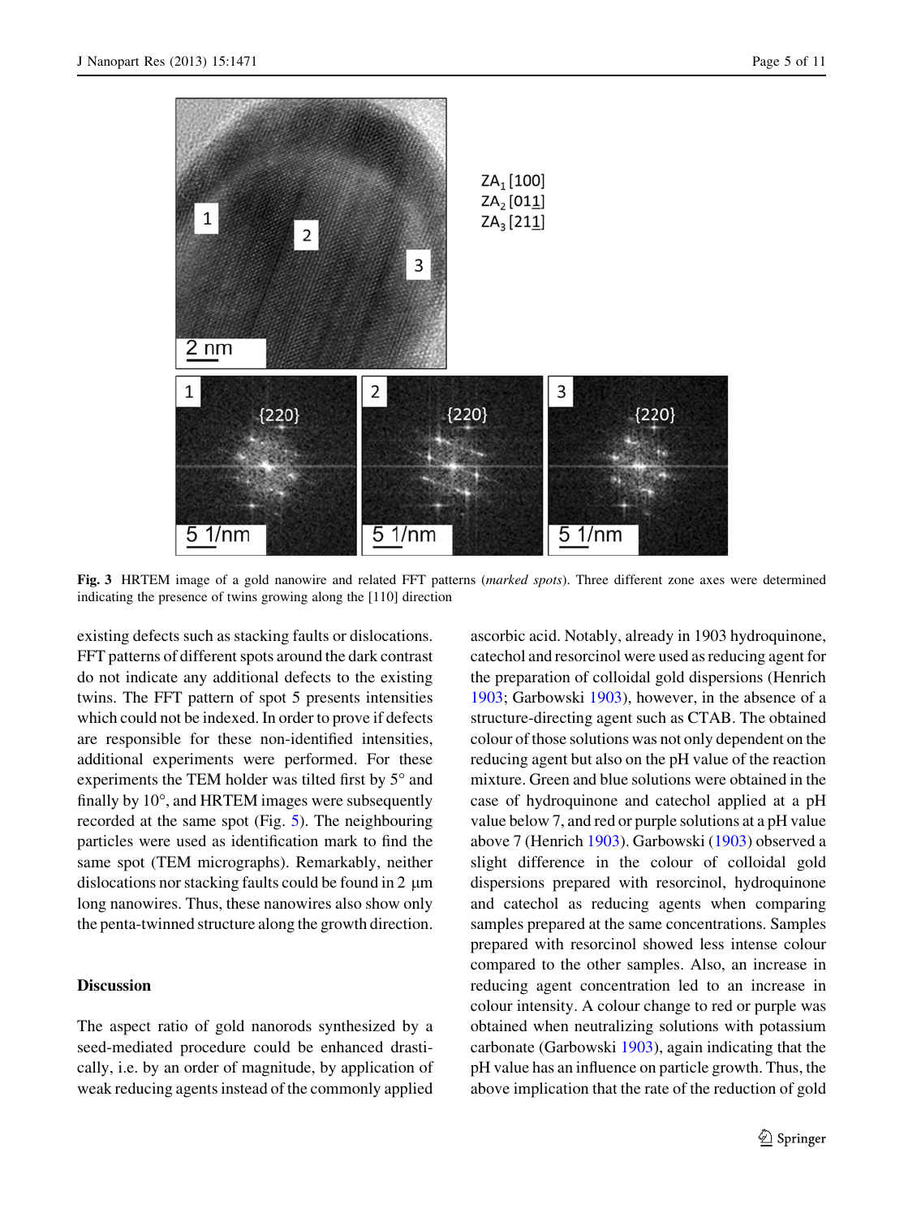Fig. 3 HRTEM image of a gold nanowire and related FFT patterns (*marked spots*). Three different zone axes were determined indicating the presence of twins growing along the [110] direction

existing defects such as stacking faults or dislocations. FFT patterns of different spots around the dark contrast do not indicate any additional defects to the existing twins. The FFT pattern of spot 5 presents intensities which could not be indexed. In order to prove if defects are responsible for these non-identified intensities, additional experiments were performed. For these experiments the TEM holder was tilted first by 5° and finally by 10°, and HRTEM images were subsequently recorded at the same spot (Fig. 5). The neighbouring particles were used as identification mark to find the same spot (TEM micrographs). Remarkably, neither dislocations nor stacking faults could be found in 2 µm long nanowires. Thus, these nanowires also show only the penta-twinned structure along the growth direction.

## Discussion

The aspect ratio of gold nanorods synthesized by a seed-mediated procedure could be enhanced drastically, i.e. by an order of magnitude, by application of weak reducing agents instead of the commonly applied ascorbic acid. Notably, already in 1903 hydroquinone, catechol and resorcinol were used as reducing agent for the preparation of colloidal gold dispersions (Henrich 1903; Garbowski 1903), however, in the absence of a structure-directing agent such as CTAB. The obtained colour of those solutions was not only dependent on the reducing agent but also on the pH value of the reaction mixture. Green and blue solutions were obtained in the case of hydroquinone and catechol applied at a pH value below 7, and red or purple solutions at a pH value above 7 (Henrich 1903). Garbowski (1903) observed a slight difference in the colour of colloidal gold dispersions prepared with resorcinol, hydroquinone and catechol as reducing agents when comparing samples prepared at the same concentrations. Samples prepared with resorcinol showed less intense colour compared to the other samples. Also, an increase in reducing agent concentration led to an increase in colour intensity. A colour change to red or purple was obtained when neutralizing solutions with potassium carbonate (Garbowski 1903), again indicating that the pH value has an influence on particle growth. Thus, the above implication that the rate of the reduction of gold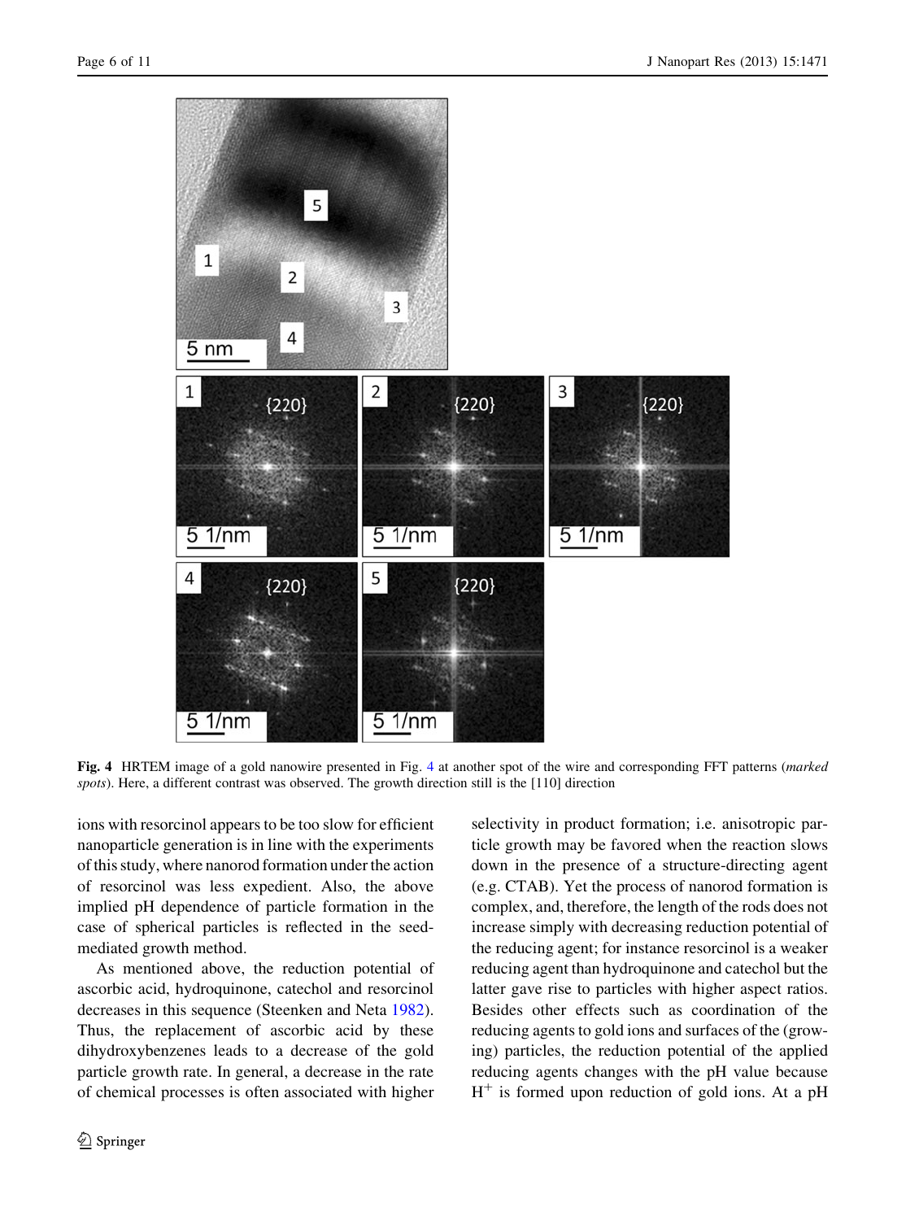Fig. 4 HRTEM image of a gold nanowire presented in Fig. 4 at another spot of the wire and corresponding FFT patterns (*marked spots*). Here, a different contrast was observed. The growth direction still is the [110] direction

ions with resorcinol appears to be too slow for efficient nanoparticle generation is in line with the experiments of this study, where nanorod formation under the action of resorcinol was less expedient. Also, the above implied pH dependence of particle formation in the case of spherical particles is reflected in the seed-mediated growth method.

As mentioned above, the reduction potential of ascorbic acid, hydroquinone, catechol and resorcinol decreases in this sequence (Steenken and Neta 1982). Thus, the replacement of ascorbic acid by these dihydroxybenzenes leads to a decrease of the gold particle growth rate. In general, a decrease in the rate of chemical processes is often associated with higher selectivity in product formation; i.e. anisotropic particle growth may be favored when the reaction slows down in the presence of a structure-directing agent (e.g. CTAB). Yet the process of nanorod formation is complex, and, therefore, the length of the rods does not increase simply with decreasing reduction potential of the reducing agent; for instance resorcinol is a weaker reducing agent than hydroquinone and catechol but the latter gave rise to particles with higher aspect ratios. Besides other effects such as coordination of the reducing agents to gold ions and surfaces of the (growing) particles, the reduction potential of the applied reducing agents changes with the pH value because $H^+$ is formed upon reduction of gold ions. At a pH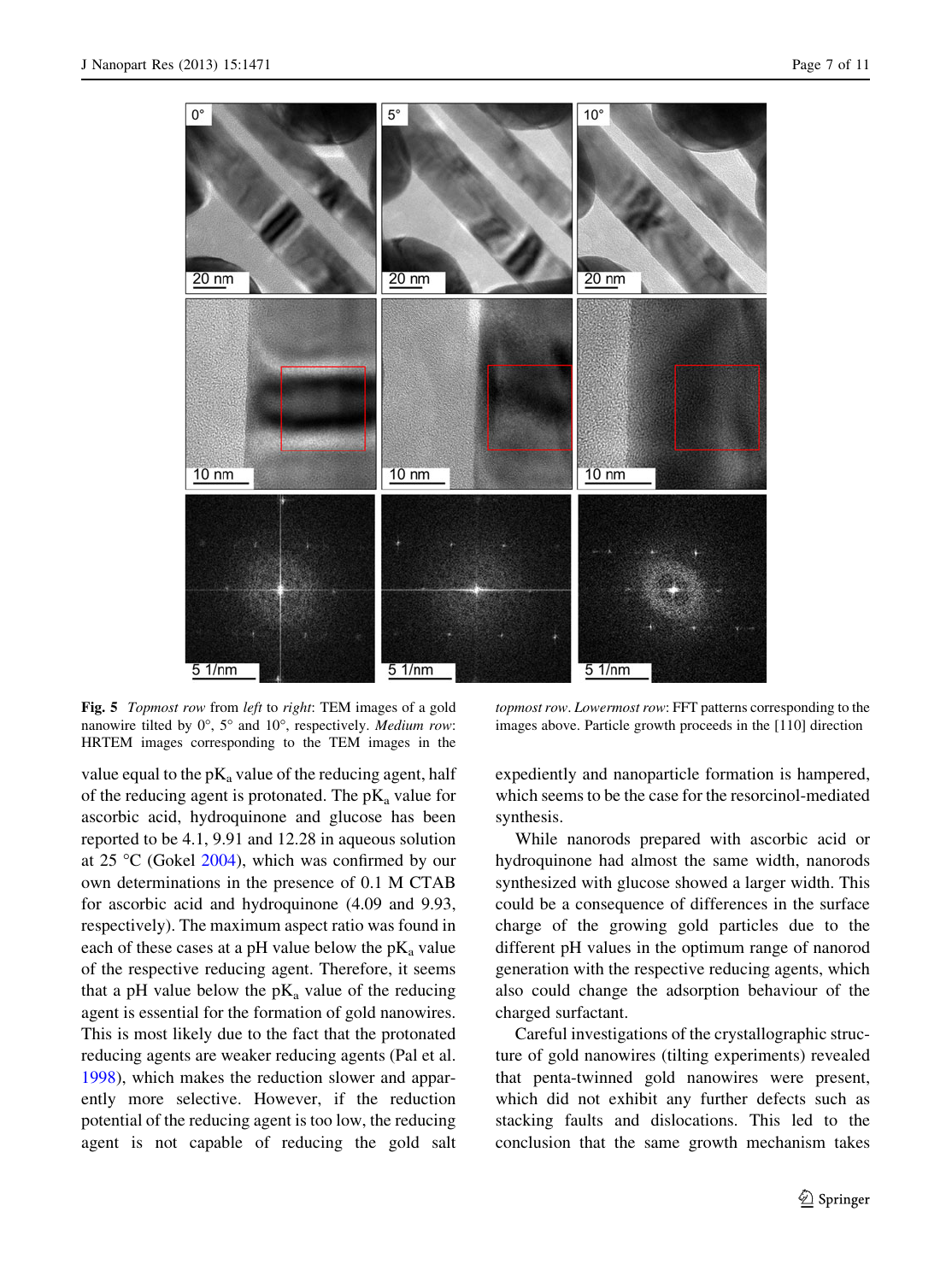**Fig. 5** *Topmost row* from *left* to *right*: TEM images of a gold nanowire tilted by 0°, 5° and 10°, respectively. *Medium row*: HRTEM images corresponding to the TEM images in the *topmost row*. *Lowermost row*: FFT patterns corresponding to the images above. Particle growth proceeds in the [110] direction

value equal to the $pK_a$ value of the reducing agent, half of the reducing agent is protonated. The $pK_a$ value for ascorbic acid, hydroquinone and glucose has been reported to be 4.1, 9.91 and 12.28 in aqueous solution at 25 °C (Gokel 2004), which was confirmed by our own determinations in the presence of 0.1 M CTAB for ascorbic acid and hydroquinone (4.09 and 9.93, respectively). The maximum aspect ratio was found in each of these cases at a pH value below the $pK_a$ value of the respective reducing agent. Therefore, it seems that a pH value below the $pK_a$ value of the reducing agent is essential for the formation of gold nanowires. This is most likely due to the fact that the protonated reducing agents are weaker reducing agents (Pal et al. 1998), which makes the reduction slower and apparently more selective. However, if the reduction potential of the reducing agent is too low, the reducing agent is not capable of reducing the gold salt expediently and nanoparticle formation is hampered, which seems to be the case for the resorcinol-mediated synthesis.

While nanorods prepared with ascorbic acid or hydroquinone had almost the same width, nanorods synthesized with glucose showed a larger width. This could be a consequence of differences in the surface charge of the growing gold particles due to the different pH values in the optimum range of nanorod generation with the respective reducing agents, which also could change the adsorption behaviour of the charged surfactant.

Careful investigations of the crystallographic structure of gold nanowires (tilting experiments) revealed that penta-twinned gold nanowires were present, which did not exhibit any further defects such as stacking faults and dislocations. This led to the conclusion that the same growth mechanism takes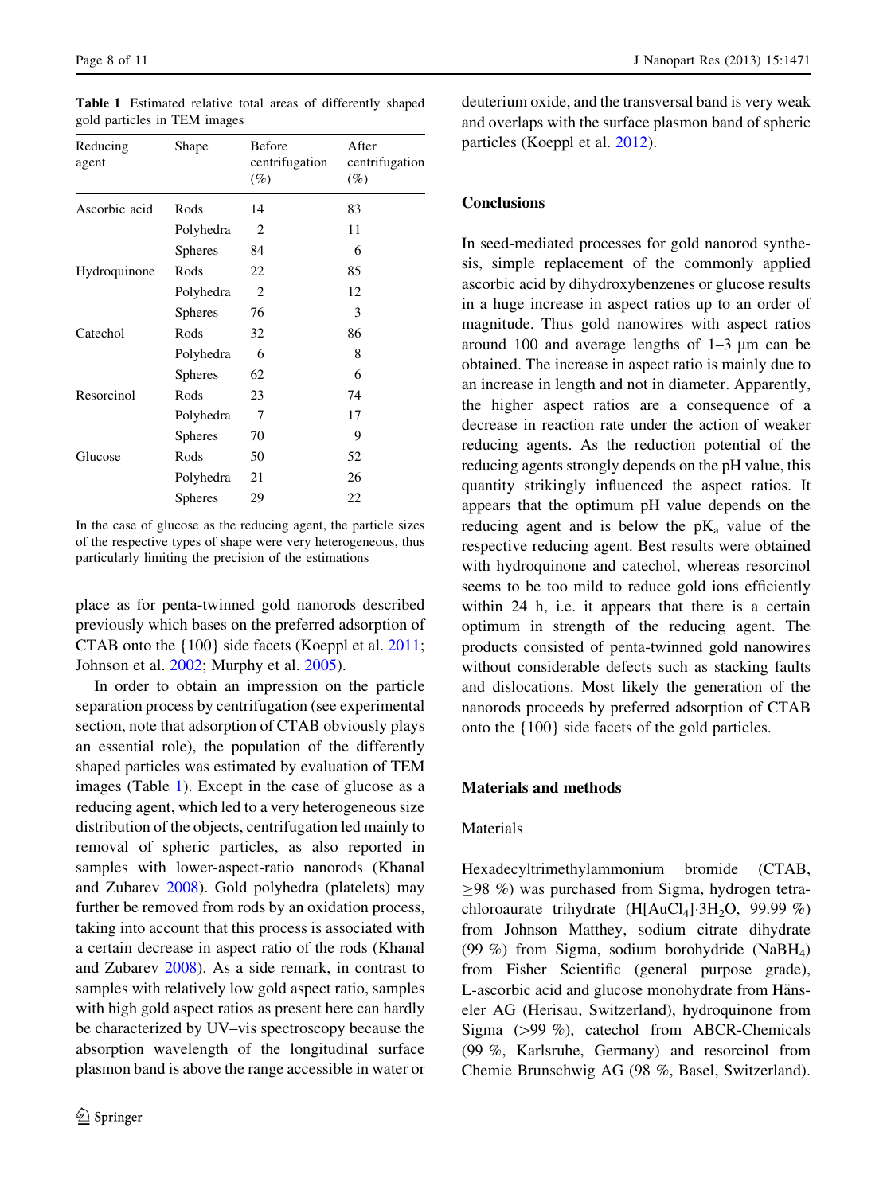**Table 1** Estimated relative total areas of differently shaped gold particles in TEM images

| Reducing agent | Shape | Before centrifugation (%) | After centrifugation (%) |
|---|---|---|---|
| Ascorbic acid | Rods | 14 | 83 |
| | Polyhedra | 2 | 11 |
| | Spheres | 84 | 6 |
| Hydroquinone | Rods | 22 | 85 |
| | Polyhedra | 2 | 12 |
| | Spheres | 76 | 3 |
| Catechol | Rods | 32 | 86 |
| | Polyhedra | 6 | 8 |
| | Spheres | 62 | 6 |
| Resorcinol | Rods | 23 | 74 |
| | Polyhedra | 7 | 17 |
| | Spheres | 70 | 9 |
| Glucose | Rods | 50 | 52 |
| | Polyhedra | 21 | 26 |
| | Spheres | 29 | 22 |

In the case of glucose as the reducing agent, the particle sizes of the respective types of shape were very heterogeneous, thus particularly limiting the precision of the estimations

place as for penta-twinned gold nanorods described previously which bases on the preferred adsorption of CTAB onto the {100} side facets (Koeppl et al. 2011; Johnson et al. 2002; Murphy et al. 2005).

In order to obtain an impression on the particle separation process by centrifugation (see experimental section, note that adsorption of CTAB obviously plays an essential role), the population of the differently shaped particles was estimated by evaluation of TEM images (Table 1). Except in the case of glucose as a reducing agent, which led to a very heterogeneous size distribution of the objects, centrifugation led mainly to removal of spheric particles, as also reported in samples with lower-aspect-ratio nanorods (Khanal and Zubarev 2008). Gold polyhedra (platelets) may further be removed from rods by an oxidation process, taking into account that this process is associated with a certain decrease in aspect ratio of the rods (Khanal and Zubarev 2008). As a side remark, in contrast to samples with relatively low gold aspect ratio, samples with high gold aspect ratios as present here can hardly be characterized by UV–vis spectroscopy because the absorption wavelength of the longitudinal surface plasmon band is above the range accessible in water or deuterium oxide, and the transversal band is very weak and overlaps with the surface plasmon band of spheric particles (Koeppl et al. 2012).

## Conclusions

In seed-mediated processes for gold nanorod synthesis, simple replacement of the commonly applied ascorbic acid by dihydroxybenzenes or glucose results in a huge increase in aspect ratios up to an order of magnitude. Thus gold nanowires with aspect ratios around 100 and average lengths of 1–3 μm can be obtained. The increase in aspect ratio is mainly due to an increase in length and not in diameter. Apparently, the higher aspect ratios are a consequence of a decrease in reaction rate under the action of weaker reducing agents. As the reduction potential of the reducing agents strongly depends on the pH value, this quantity strikingly influenced the aspect ratios. It appears that the optimum pH value depends on the reducing agent and is below the $pK_a$ value of the respective reducing agent. Best results were obtained with hydroquinone and catechol, whereas resorcinol seems to be too mild to reduce gold ions efficiently within 24 h, i.e. it appears that there is a certain optimum in strength of the reducing agent. The products consisted of penta-twinned gold nanowires without considerable defects such as stacking faults and dislocations. Most likely the generation of the nanorods proceeds by preferred adsorption of CTAB onto the {100} side facets of the gold particles.

## Materials and methods

### Materials

Hexadecyltrimethylammonium bromide (CTAB, ≥98 %) was purchased from Sigma, hydrogen tetrachloroaurate trihydrate ($H[AuCl_4]\cdot 3H_2O$, 99.99 %) from Johnson Matthey, sodium citrate dihydrate (99 %) from Sigma, sodium borohydride ($NaBH_4$) from Fisher Scientific (general purpose grade), L-ascorbic acid and glucose monohydrate from Hänseler AG (Herisau, Switzerland), hydroquinone from Sigma (>99 %), catechol from ABCR-Chemicals (99 %, Karlsruhe, Germany) and resorcinol from Chemie Brunschwig AG (98 %, Basel, Switzerland).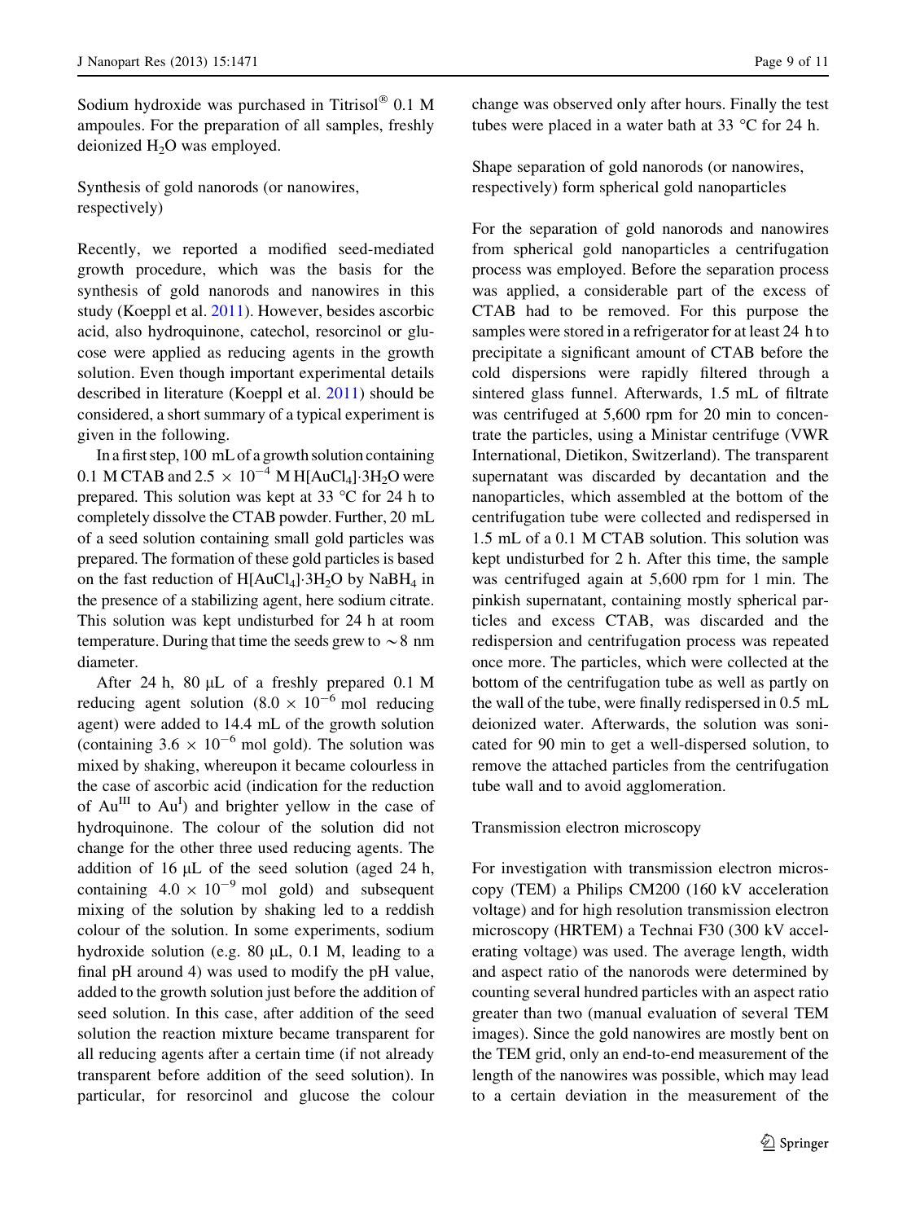Sodium hydroxide was purchased in Titrisol® 0.1 M ampoules. For the preparation of all samples, freshly deionized $H_2O$ was employed.

### Synthesis of gold nanorods (or nanowires, respectively)

Recently, we reported a modified seed-mediated growth procedure, which was the basis for the synthesis of gold nanorods and nanowires in this study (Koeppl et al. 2011). However, besides ascorbic acid, also hydroquinone, catechol, resorcinol or glucose were applied as reducing agents in the growth solution. Even though important experimental details described in literature (Koeppl et al. 2011) should be considered, a short summary of a typical experiment is given in the following.

In a first step, 100 mL of a growth solution containing 0.1 M CTAB and $2.5 \times 10^{-4}$ M $H[AuCl_4]{\cdot}3H_2O$ were prepared. This solution was kept at 33 °C for 24 h to completely dissolve the CTAB powder. Further, 20 mL of a seed solution containing small gold particles was prepared. The formation of these gold particles is based on the fast reduction of $H[AuCl_4]{\cdot}3H_2O$ by $NaBH_4$ in the presence of a stabilizing agent, here sodium citrate. This solution was kept undisturbed for 24 h at room temperature. During that time the seeds grew to ~8 nm diameter.

After 24 h, 80 μL of a freshly prepared 0.1 M reducing agent solution ($8.0 \times 10^{-6}$ mol reducing agent) were added to 14.4 mL of the growth solution (containing $3.6 \times 10^{-6}$ mol gold). The solution was mixed by shaking, whereupon it became colourless in the case of ascorbic acid (indication for the reduction of $Au^{III}$ to $Au^{I}$) and brighter yellow in the case of hydroquinone. The colour of the solution did not change for the other three used reducing agents. The addition of 16 μL of the seed solution (aged 24 h, containing $4.0 \times 10^{-9}$ mol gold) and subsequent mixing of the solution by shaking led to a reddish colour of the solution. In some experiments, sodium hydroxide solution (e.g. 80 μL, 0.1 M, leading to a final pH around 4) was used to modify the pH value, added to the growth solution just before the addition of seed solution. In this case, after addition of the seed solution the reaction mixture became transparent for all reducing agents after a certain time (if not already transparent before addition of the seed solution). In particular, for resorcinol and glucose the colour change was observed only after hours. Finally the test tubes were placed in a water bath at 33 °C for 24 h.

### Shape separation of gold nanorods (or nanowires, respectively) form spherical gold nanoparticles

For the separation of gold nanorods and nanowires from spherical gold nanoparticles a centrifugation process was employed. Before the separation process was applied, a considerable part of the excess of CTAB had to be removed. For this purpose the samples were stored in a refrigerator for at least 24 h to precipitate a significant amount of CTAB before the cold dispersions were rapidly filtered through a sintered glass funnel. Afterwards, 1.5 mL of filtrate was centrifuged at 5,600 rpm for 20 min to concentrate the particles, using a Ministar centrifuge (VWR International, Dietikon, Switzerland). The transparent supernatant was discarded by decantation and the nanoparticles, which assembled at the bottom of the centrifugation tube were collected and redispersed in 1.5 mL of a 0.1 M CTAB solution. This solution was kept undisturbed for 2 h. After this time, the sample was centrifuged again at 5,600 rpm for 1 min. The pinkish supernatant, containing mostly spherical particles and excess CTAB, was discarded and the redispersion and centrifugation process was repeated once more. The particles, which were collected at the bottom of the centrifugation tube as well as partly on the wall of the tube, were finally redispersed in 0.5 mL deionized water. Afterwards, the solution was sonicated for 90 min to get a well-dispersed solution, to remove the attached particles from the centrifugation tube wall and to avoid agglomeration.

### Transmission electron microscopy

For investigation with transmission electron microscopy (TEM) a Philips CM200 (160 kV acceleration voltage) and for high resolution transmission electron microscopy (HRTEM) a Technai F30 (300 kV accelerating voltage) was used. The average length, width and aspect ratio of the nanorods were determined by counting several hundred particles with an aspect ratio greater than two (manual evaluation of several TEM images). Since the gold nanowires are mostly bent on the TEM grid, only an end-to-end measurement of the length of the nanowires was possible, which may lead to a certain deviation in the measurement of the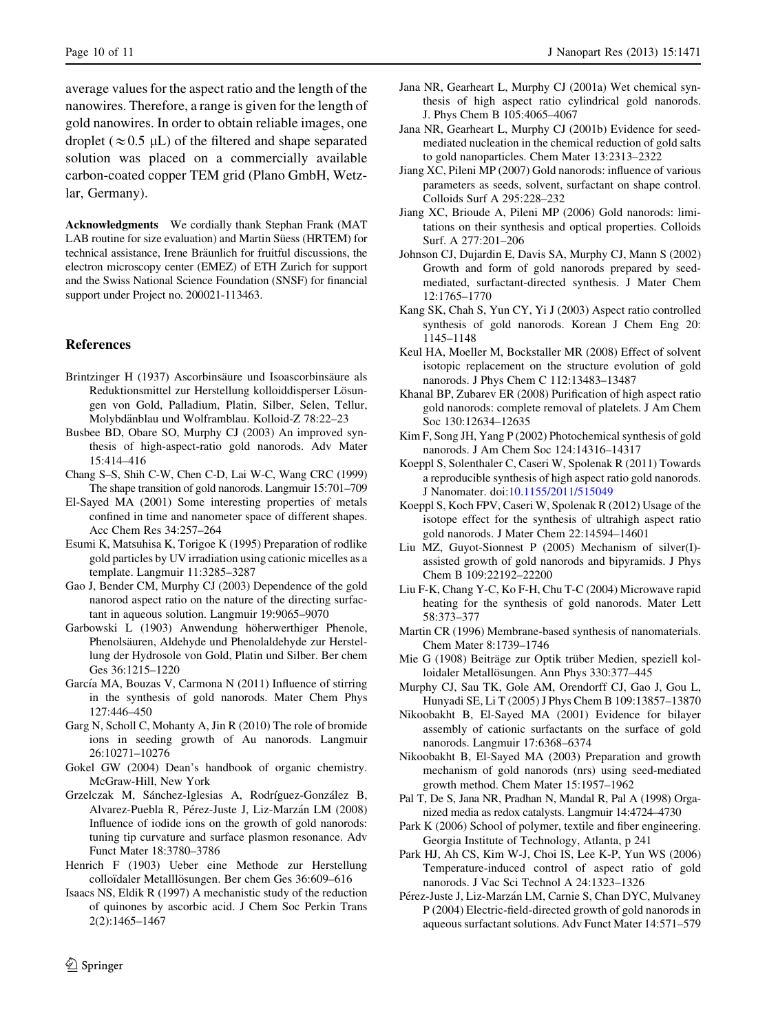average values for the aspect ratio and the length of the nanowires. Therefore, a range is given for the length of gold nanowires. In order to obtain reliable images, one droplet ($\approx 0.5$ µL) of the filtered and shape separated solution was placed on a commercially available carbon-coated copper TEM grid (Plano GmbH, Wetzlar, Germany).

**Acknowledgments** We cordially thank Stephan Frank (MAT LAB routine for size evaluation) and Martin Süess (HRTEM) for technical assistance, Irene Bräunlich for fruitful discussions, the electron microscopy center (EMEZ) of ETH Zurich for support and the Swiss National Science Foundation (SNSF) for financial support under Project no. 200021-113463.

## References

Brintzinger H (1937) Ascorbinsäure und Isoascorbinsäure als Reduktionsmittel zur Herstellung kolloiddisperser Lösungen von Gold, Palladium, Platin, Silber, Selen, Tellur, Molybdänblau und Wolframblau. Kolloid-Z 78:22–23

Busbee BD, Obare SO, Murphy CJ (2003) An improved synthesis of high-aspect-ratio gold nanorods. Adv Mater 15:414–416

Chang S–S, Shih C-W, Chen C-D, Lai W-C, Wang CRC (1999) The shape transition of gold nanorods. Langmuir 15:701–709

El-Sayed MA (2001) Some interesting properties of metals confined in time and nanometer space of different shapes. Acc Chem Res 34:257–264

Esumi K, Matsuhisa K, Torigoe K (1995) Preparation of rodlike gold particles by UV irradiation using cationic micelles as a template. Langmuir 11:3285–3287

Gao J, Bender CM, Murphy CJ (2003) Dependence of the gold nanorod aspect ratio on the nature of the directing surfactant in aqueous solution. Langmuir 19:9065–9070

Garbowski L (1903) Anwendung höherwerthiger Phenole, Phenolsäuren, Aldehyde und Phenolaldehyde zur Herstellung der Hydrosole von Gold, Platin und Silber. Ber chem Ges 36:1215–1220

García MA, Bouzas V, Carmona N (2011) Influence of stirring in the synthesis of gold nanorods. Mater Chem Phys 127:446–450

Garg N, Scholl C, Mohanty A, Jin R (2010) The role of bromide ions in seeding growth of Au nanorods. Langmuir 26:10271–10276

Gokel GW (2004) Dean's handbook of organic chemistry. McGraw-Hill, New York

Grzelczak M, Sánchez-Iglesias A, Rodríguez-González B, Alvarez-Puebla R, Pérez-Juste J, Liz-Marzán LM (2008) Influence of iodide ions on the growth of gold nanorods: tuning tip curvature and surface plasmon resonance. Adv Funct Mater 18:3780–3786

Henrich F (1903) Ueber eine Methode zur Herstellung colloïdaler Metalllösungen. Ber chem Ges 36:609–616

Isaacs NS, Eldik R (1997) A mechanistic study of the reduction of quinones by ascorbic acid. J Chem Soc Perkin Trans 2(2):1465–1467

Jana NR, Gearheart L, Murphy CJ (2001a) Wet chemical synthesis of high aspect ratio cylindrical gold nanorods. J. Phys Chem B 105:4065–4067

Jana NR, Gearheart L, Murphy CJ (2001b) Evidence for seed-mediated nucleation in the chemical reduction of gold salts to gold nanoparticles. Chem Mater 13:2313–2322

Jiang XC, Pileni MP (2007) Gold nanorods: influence of various parameters as seeds, solvent, surfactant on shape control. Colloids Surf A 295:228–232

Jiang XC, Brioude A, Pileni MP (2006) Gold nanorods: limitations on their synthesis and optical properties. Colloids Surf. A 277:201–206

Johnson CJ, Dujardin E, Davis SA, Murphy CJ, Mann S (2002) Growth and form of gold nanorods prepared by seed-mediated, surfactant-directed synthesis. J Mater Chem 12:1765–1770

Kang SK, Chah S, Yun CY, Yi J (2003) Aspect ratio controlled synthesis of gold nanorods. Korean J Chem Eng 20: 1145–1148

Keul HA, Moeller M, Bockstaller MR (2008) Effect of solvent isotopic replacement on the structure evolution of gold nanorods. J Phys Chem C 112:13483–13487

Khanal BP, Zubarev ER (2008) Purification of high aspect ratio gold nanorods: complete removal of platelets. J Am Chem Soc 130:12634–12635

Kim F, Song JH, Yang P (2002) Photochemical synthesis of gold nanorods. J Am Chem Soc 124:14316–14317

Koeppl S, Solenthaler C, Caseri W, Spolenak R (2011) Towards a reproducible synthesis of high aspect ratio gold nanorods. J Nanomater. doi:10.1155/2011/515049

Koeppl S, Koch FPV, Caseri W, Spolenak R (2012) Usage of the isotope effect for the synthesis of ultrahigh aspect ratio gold nanorods. J Mater Chem 22:14594–14601

Liu MZ, Guyot-Sionnest P (2005) Mechanism of silver(I)-assisted growth of gold nanorods and bipyramids. J Phys Chem B 109:22192–22200

Liu F-K, Chang Y-C, Ko F-H, Chu T-C (2004) Microwave rapid heating for the synthesis of gold nanorods. Mater Lett 58:373–377

Martin CR (1996) Membrane-based synthesis of nanomaterials. Chem Mater 8:1739–1746

Mie G (1908) Beiträge zur Optik trüber Medien, speziell kolloidaler Metallösungen. Ann Phys 330:377–445

Murphy CJ, Sau TK, Gole AM, Orendorff CJ, Gao J, Gou L, Hunyadi SE, Li T (2005) J Phys Chem B 109:13857–13870

Nikoobakht B, El-Sayed MA (2001) Evidence for bilayer assembly of cationic surfactants on the surface of gold nanorods. Langmuir 17:6368–6374

Nikoobakht B, El-Sayed MA (2003) Preparation and growth mechanism of gold nanorods (nrs) using seed-mediated growth method. Chem Mater 15:1957–1962

Pal T, De S, Jana NR, Pradhan N, Mandal R, Pal A (1998) Organized media as redox catalysts. Langmuir 14:4724–4730

Park K (2006) School of polymer, textile and fiber engineering. Georgia Institute of Technology, Atlanta, p 241

Park HJ, Ah CS, Kim W-J, Choi IS, Lee K-P, Yun WS (2006) Temperature-induced control of aspect ratio of gold nanorods. J Vac Sci Technol A 24:1323–1326

Pérez-Juste J, Liz-Marzán LM, Carnie S, Chan DYC, Mulvaney P (2004) Electric-field-directed growth of gold nanorods in aqueous surfactant solutions. Adv Funct Mater 14:571–579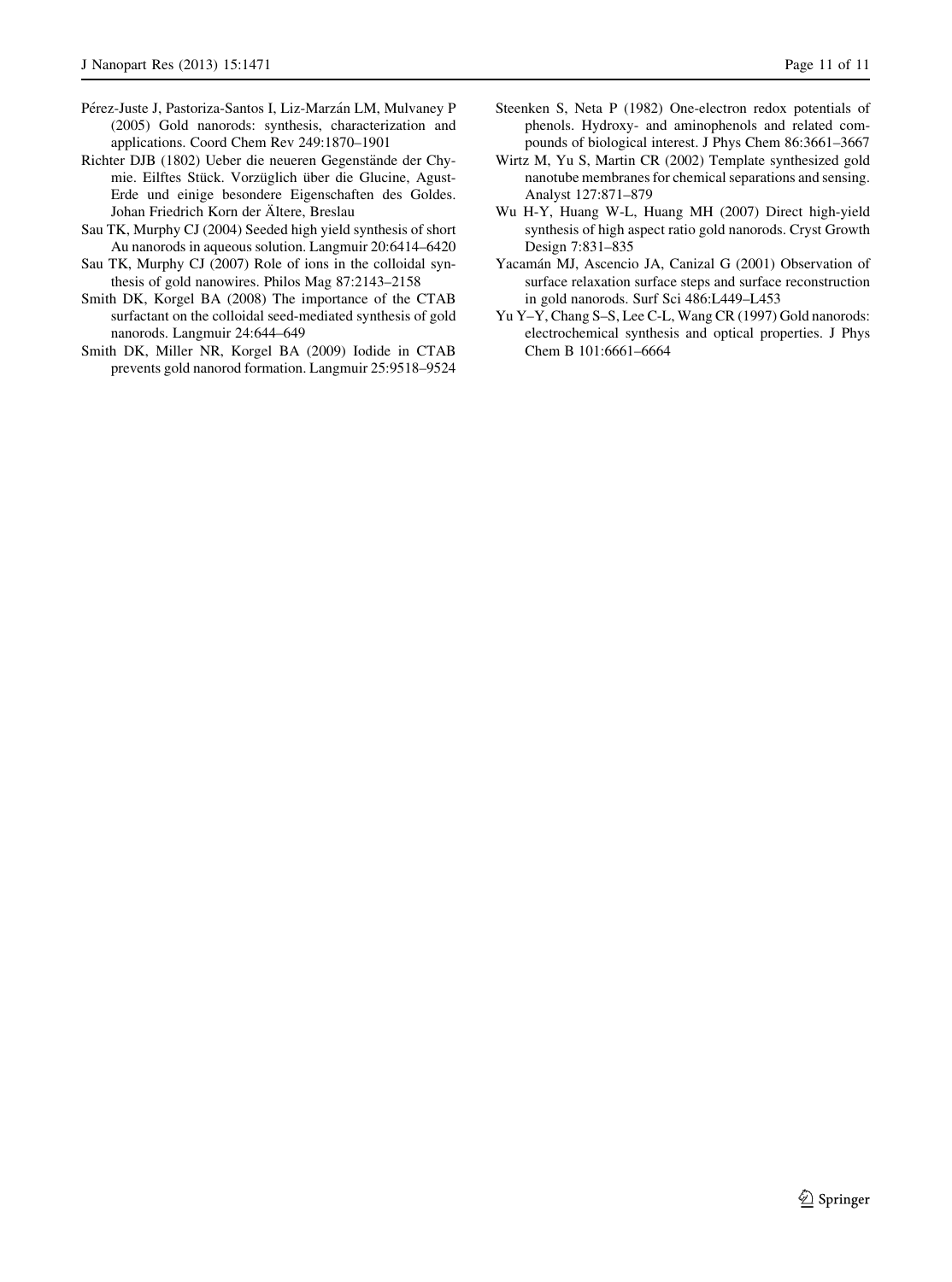Pérez-Juste J, Pastoriza-Santos I, Liz-Marzán LM, Mulvaney P (2005) Gold nanorods: synthesis, characterization and applications. Coord Chem Rev 249:1870–1901

Richter DJB (1802) Ueber die neueren Gegenstände der Chymie. Eilftes Stück. Vorzüglich über die Glucine, Agust-Erde und einige besondere Eigenschaften des Goldes. Johan Friedrich Korn der Ältere, Breslau

Sau TK, Murphy CJ (2004) Seeded high yield synthesis of short Au nanorods in aqueous solution. Langmuir 20:6414–6420

Sau TK, Murphy CJ (2007) Role of ions in the colloidal synthesis of gold nanowires. Philos Mag 87:2143–2158

Smith DK, Korgel BA (2008) The importance of the CTAB surfactant on the colloidal seed-mediated synthesis of gold nanorods. Langmuir 24:644–649

Smith DK, Miller NR, Korgel BA (2009) Iodide in CTAB prevents gold nanorod formation. Langmuir 25:9518–9524

Steenken S, Neta P (1982) One-electron redox potentials of phenols. Hydroxy- and aminophenols and related compounds of biological interest. J Phys Chem 86:3661–3667

Wirtz M, Yu S, Martin CR (2002) Template synthesized gold nanotube membranes for chemical separations and sensing. Analyst 127:871–879

Wu H-Y, Huang W-L, Huang MH (2007) Direct high-yield synthesis of high aspect ratio gold nanorods. Cryst Growth Design 7:831–835

Yacamán MJ, Ascencio JA, Canizal G (2001) Observation of surface relaxation surface steps and surface reconstruction in gold nanorods. Surf Sci 486:L449–L453

Yu Y–Y, Chang S–S, Lee C-L, Wang CR (1997) Gold nanorods: electrochemical synthesis and optical properties. J Phys Chem B 101:6661–6664